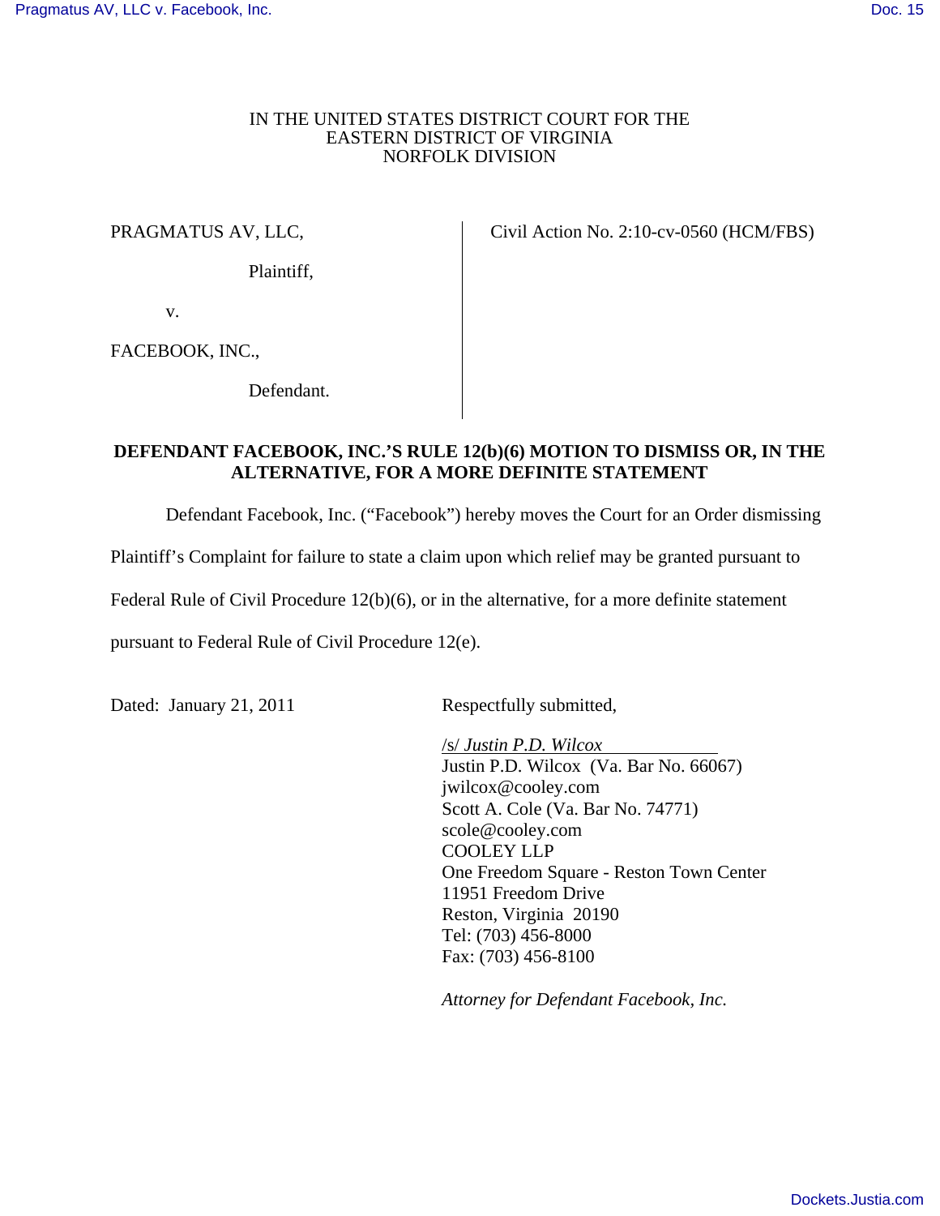IN THE UNITED STATES DISTRICT COURT FOR THE
EASTERN DISTRICT OF VIRGINIA
NORFOLK DIVISION

PRAGMATUS AV, LLC,

Plaintiff,

v.

FACEBOOK, INC.,

Defendant.

Civil Action No. 2:10-cv-0560 (HCM/FBS)

**DEFENDANT FACEBOOK, INC.'S RULE 12(b)(6) MOTION TO DISMISS OR, IN THE ALTERNATIVE, FOR A MORE DEFINITE STATEMENT**

Defendant Facebook, Inc. ("Facebook") hereby moves the Court for an Order dismissing Plaintiff's Complaint for failure to state a claim upon which relief may be granted pursuant to Federal Rule of Civil Procedure 12(b)(6), or in the alternative, for a more definite statement pursuant to Federal Rule of Civil Procedure 12(e).

Dated: January 21, 2011

Respectfully submitted,

/s/ *Justin P.D. Wilcox*
Justin P.D. Wilcox (Va. Bar No. 66067)
jwilcox@cooley.com
Scott A. Cole (Va. Bar No. 74771)
scole@cooley.com
COOLEY LLP
One Freedom Square - Reston Town Center
11951 Freedom Drive
Reston, Virginia 20190
Tel: (703) 456-8000
Fax: (703) 456-8100

*Attorney for Defendant Facebook, Inc.*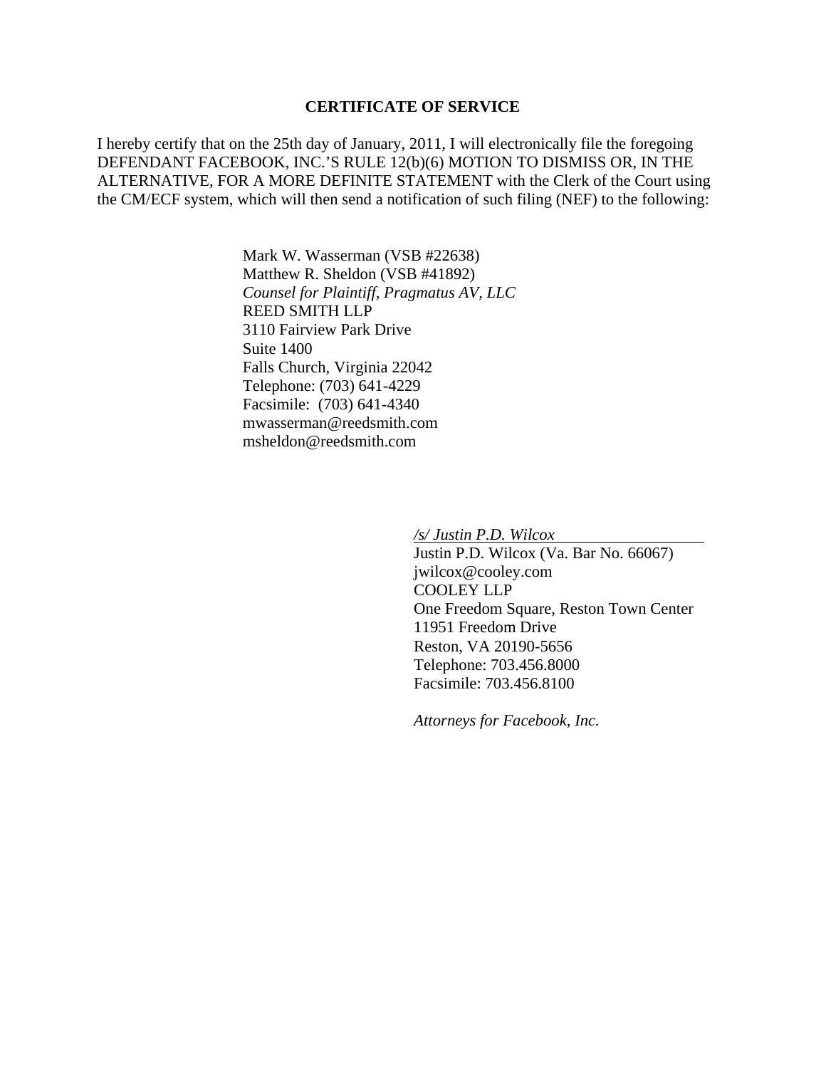## CERTIFICATE OF SERVICE

I hereby certify that on the 25th day of January, 2011, I will electronically file the foregoing DEFENDANT FACEBOOK, INC.'S RULE 12(b)(6) MOTION TO DISMISS OR, IN THE ALTERNATIVE, FOR A MORE DEFINITE STATEMENT with the Clerk of the Court using the CM/ECF system, which will then send a notification of such filing (NEF) to the following:

Mark W. Wasserman (VSB #22638)
Matthew R. Sheldon (VSB #41892)
*Counsel for Plaintiff, Pragmatus AV, LLC*
REED SMITH LLP
3110 Fairview Park Drive
Suite 1400
Falls Church, Virginia 22042
Telephone: (703) 641-4229
Facsimile: (703) 641-4340
mwasserman@reedsmith.com
msheldon@reedsmith.com

*/s/ Justin P.D. Wilcox*
Justin P.D. Wilcox (Va. Bar No. 66067)
jwilcox@cooley.com
COOLEY LLP
One Freedom Square, Reston Town Center
11951 Freedom Drive
Reston, VA 20190-5656
Telephone: 703.456.8000
Facsimile: 703.456.8100

*Attorneys for Facebook, Inc.*